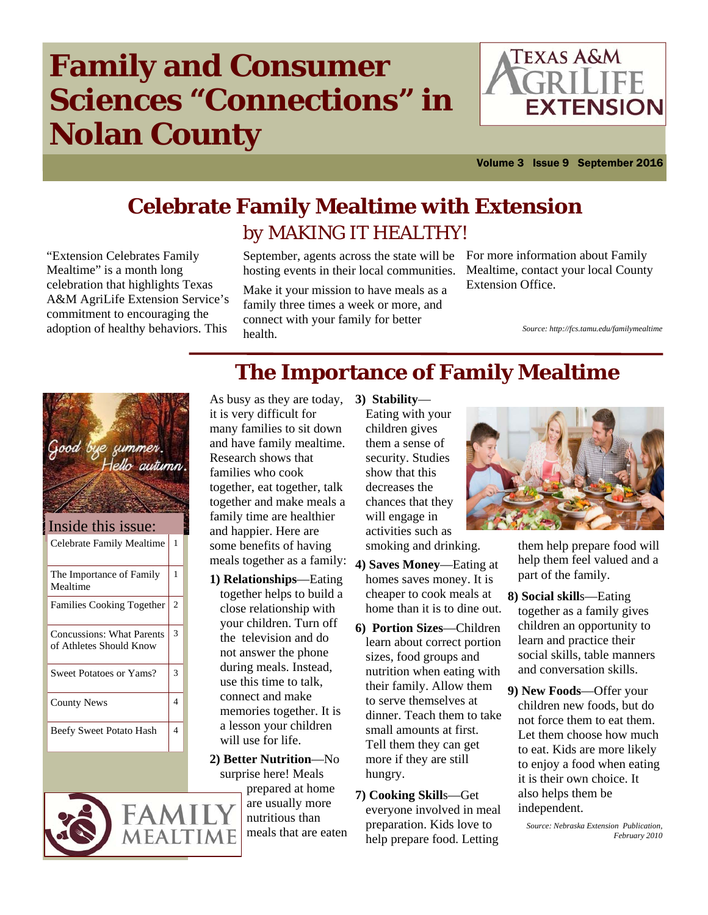# Family and Consumer Sciences "Connections" in Nolan County

Volume 3 Issue 9 September 2016

## Celebrate Family Mealtime with Extension

### by MAKING IT HEALTHY!

"Extension Celebrates Family Mealtime" is a month long celebration that highlights Texas A&M AgriLife Extension Service's commitment to encouraging the adoption of healthy behaviors. This September, agents across the state will be hosting events in their local communities.

Make it your mission to have meals as a family three times a week or more, and connect with your family for better health.

For more information about Family Mealtime, contact your local County Extension Office.

*Source: http://fcs.tamu.edu/familymealtime*

**Inside this issue:**

| | |
|---|---|
| Celebrate Family Mealtime | 1 |
| The Importance of Family Mealtime | 1 |
| Families Cooking Together | 2 |
| Concussions: What Parents of Athletes Should Know | 3 |
| Sweet Potatoes or Yams? | 3 |
| County News | 4 |
| Beefy Sweet Potato Hash | 4 |

## The Importance of Family Mealtime

As busy as they are today, it is very difficult for many families to sit down and have family mealtime. Research shows that families who cook together, eat together, talk together and make meals a family time are healthier and happier. Here are some benefits of having meals together as a family:

1) **Relationships**—Eating together helps to build a close relationship with your children. Turn off the television and do not answer the phone during meals. Instead, use this time to talk, connect and make memories together. It is a lesson your children will use for life.

2) **Better Nutrition**—No surprise here! Meals prepared at home are usually more nutritious than meals that are eaten

3) **Stability**—Eating with your children gives them a sense of security. Studies show that this decreases the chances that they will engage in activities such as smoking and drinking.

4) **Saves Money**—Eating at homes saves money. It is cheaper to cook meals at home than it is to dine out.

6) **Portion Sizes**—Children learn about correct portion sizes, food groups and nutrition when eating with their family. Allow them to serve themselves at dinner. Teach them to take small amounts at first. Tell them they can get more if they are still hungry.

7) **Cooking Skill**s—Get everyone involved in meal preparation. Kids love to help prepare food. Letting them help prepare food will help them feel valued and a part of the family.

8) **Social skill**s—Eating together as a family gives children an opportunity to learn and practice their social skills, table manners and conversation skills.

9) **New Foods**—Offer your children new foods, but do not force them to eat them. Let them choose how much to eat. Kids are more likely to enjoy a food when eating it is their own choice. It also helps them be independent.

*Source: Nebraska Extension Publication, February 2010*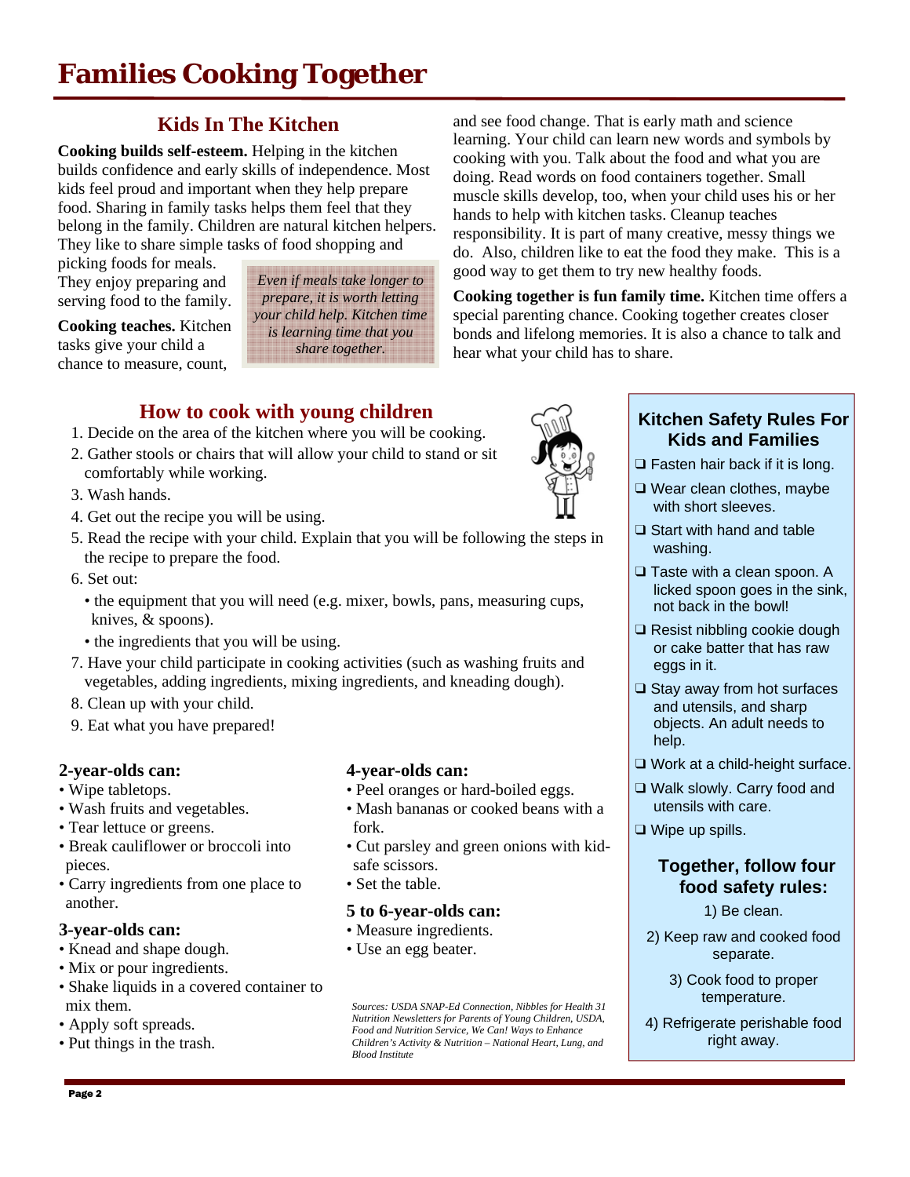# Families Cooking Together

## Kids In The Kitchen

**Cooking builds self-esteem.** Helping in the kitchen builds confidence and early skills of independence. Most kids feel proud and important when they help prepare food. Sharing in family tasks helps them feel that they belong in the family. Children are natural kitchen helpers. They like to share simple tasks of food shopping and picking foods for meals. They enjoy preparing and serving food to the family.

*Even if meals take longer to prepare, it is worth letting your child help. Kitchen time is learning time that you share together.*

**Cooking teaches.** Kitchen tasks give your child a chance to measure, count, and see food change. That is early math and science learning. Your child can learn new words and symbols by cooking with you. Talk about the food and what you are doing. Read words on food containers together. Small muscle skills develop, too, when your child uses his or her hands to help with kitchen tasks. Cleanup teaches responsibility. It is part of many creative, messy things we do. Also, children like to eat the food they make. This is a good way to get them to try new healthy foods.

**Cooking together is fun family time.** Kitchen time offers a special parenting chance. Cooking together creates closer bonds and lifelong memories. It is also a chance to talk and hear what your child has to share.

## How to cook with young children

1. Decide on the area of the kitchen where you will be cooking.
2. Gather stools or chairs that will allow your child to stand or sit comfortably while working.
3. Wash hands.
4. Get out the recipe you will be using.
5. Read the recipe with your child. Explain that you will be following the steps in the recipe to prepare the food.
6. Set out:
   - the equipment that you will need (e.g. mixer, bowls, pans, measuring cups, knives, & spoons).
   - the ingredients that you will be using.
7. Have your child participate in cooking activities (such as washing fruits and vegetables, adding ingredients, mixing ingredients, and kneading dough).
8. Clean up with your child.
9. Eat what you have prepared!

**2-year-olds can:**
- Wipe tabletops.
- Wash fruits and vegetables.
- Tear lettuce or greens.
- Break cauliflower or broccoli into pieces.
- Carry ingredients from one place to another.

**3-year-olds can:**
- Knead and shape dough.
- Mix or pour ingredients.
- Shake liquids in a covered container to mix them.
- Apply soft spreads.
- Put things in the trash.

**4-year-olds can:**
- Peel oranges or hard-boiled eggs.
- Mash bananas or cooked beans with a fork.
- Cut parsley and green onions with kid-safe scissors.
- Set the table.

**5 to 6-year-olds can:**
- Measure ingredients.
- Use an egg beater.

*Sources: USDA SNAP-Ed Connection, Nibbles for Health 31 Nutrition Newsletters for Parents of Young Children, USDA, Food and Nutrition Service, We Can! Ways to Enhance Children's Activity & Nutrition – National Heart, Lung, and Blood Institute*

### Kitchen Safety Rules For Kids and Families

- ❑ Fasten hair back if it is long.
- ❑ Wear clean clothes, maybe with short sleeves.
- ❑ Start with hand and table washing.
- ❑ Taste with a clean spoon. A licked spoon goes in the sink, not back in the bowl!
- ❑ Resist nibbling cookie dough or cake batter that has raw eggs in it.
- ❑ Stay away from hot surfaces and utensils, and sharp objects. An adult needs to help.
- ❑ Work at a child-height surface.
- ❑ Walk slowly. Carry food and utensils with care.
- ❑ Wipe up spills.

### Together, follow four food safety rules:

1) Be clean.
2) Keep raw and cooked food separate.
3) Cook food to proper temperature.
4) Refrigerate perishable food right away.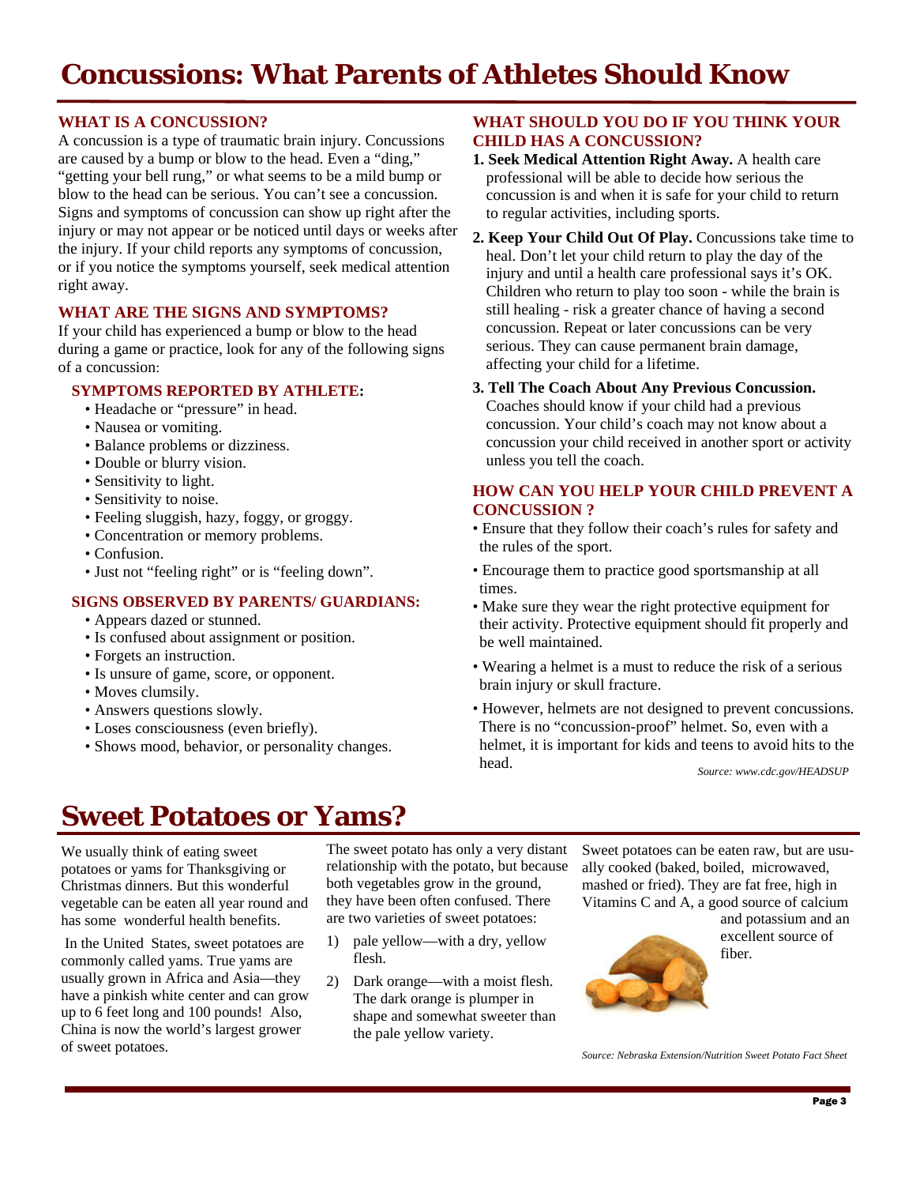# Concussions: What Parents of Athletes Should Know

## WHAT IS A CONCUSSION?

A concussion is a type of traumatic brain injury. Concussions are caused by a bump or blow to the head. Even a "ding," "getting your bell rung," or what seems to be a mild bump or blow to the head can be serious. You can't see a concussion. Signs and symptoms of concussion can show up right after the injury or may not appear or be noticed until days or weeks after the injury. If your child reports any symptoms of concussion, or if you notice the symptoms yourself, seek medical attention right away.

## WHAT ARE THE SIGNS AND SYMPTOMS?

If your child has experienced a bump or blow to the head during a game or practice, look for any of the following signs of a concussion:

### SYMPTOMS REPORTED BY ATHLETE:

- Headache or "pressure" in head.
- Nausea or vomiting.
- Balance problems or dizziness.
- Double or blurry vision.
- Sensitivity to light.
- Sensitivity to noise.
- Feeling sluggish, hazy, foggy, or groggy.
- Concentration or memory problems.
- Confusion.
- Just not "feeling right" or is "feeling down".

### SIGNS OBSERVED BY PARENTS/ GUARDIANS:

- Appears dazed or stunned.
- Is confused about assignment or position.
- Forgets an instruction.
- Is unsure of game, score, or opponent.
- Moves clumsily.
- Answers questions slowly.
- Loses consciousness (even briefly).
- Shows mood, behavior, or personality changes.

## WHAT SHOULD YOU DO IF YOU THINK YOUR CHILD HAS A CONCUSSION?

1. **Seek Medical Attention Right Away.** A health care professional will be able to decide how serious the concussion is and when it is safe for your child to return to regular activities, including sports.
2. **Keep Your Child Out Of Play.** Concussions take time to heal. Don't let your child return to play the day of the injury and until a health care professional says it's OK. Children who return to play too soon - while the brain is still healing - risk a greater chance of having a second concussion. Repeat or later concussions can be very serious. They can cause permanent brain damage, affecting your child for a lifetime.
3. **Tell The Coach About Any Previous Concussion.** Coaches should know if your child had a previous concussion. Your child's coach may not know about a concussion your child received in another sport or activity unless you tell the coach.

## HOW CAN YOU HELP YOUR CHILD PREVENT A CONCUSSION ?

- Ensure that they follow their coach's rules for safety and the rules of the sport.
- Encourage them to practice good sportsmanship at all times.
- Make sure they wear the right protective equipment for their activity. Protective equipment should fit properly and be well maintained.
- Wearing a helmet is a must to reduce the risk of a serious brain injury or skull fracture.
- However, helmets are not designed to prevent concussions. There is no "concussion-proof" helmet. So, even with a helmet, it is important for kids and teens to avoid hits to the head.

*Source: www.cdc.gov/HEADSUP*

# Sweet Potatoes or Yams?

We usually think of eating sweet potatoes or yams for Thanksgiving or Christmas dinners. But this wonderful vegetable can be eaten all year round and has some wonderful health benefits.

In the United States, sweet potatoes are commonly called yams. True yams are usually grown in Africa and Asia—they have a pinkish white center and can grow up to 6 feet long and 100 pounds! Also, China is now the world's largest grower of sweet potatoes.

The sweet potato has only a very distant relationship with the potato, but because both vegetables grow in the ground, they have been often confused. There are two varieties of sweet potatoes:

1) pale yellow—with a dry, yellow flesh.
2) Dark orange—with a moist flesh. The dark orange is plumper in shape and somewhat sweeter than the pale yellow variety.

Sweet potatoes can be eaten raw, but are usually cooked (baked, boiled, microwaved, mashed or fried). They are fat free, high in Vitamins C and A, a good source of calcium and potassium and an excellent source of fiber.

*Source: Nebraska Extension/Nutrition Sweet Potato Fact Sheet*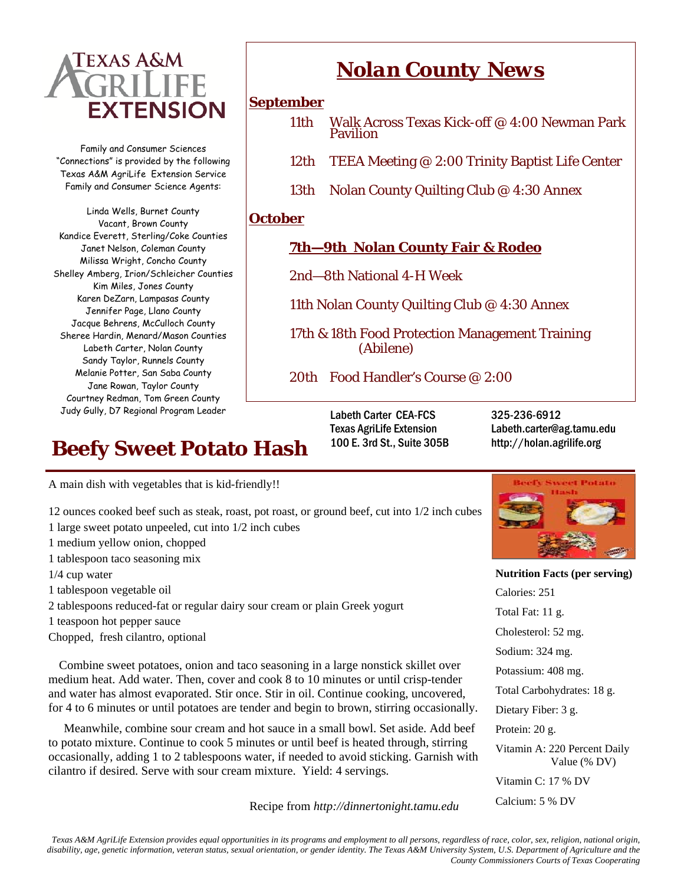**TEXAS A&M AGRILIFE EXTENSION**

Family and Consumer Sciences "Connections" is provided by the following Texas A&M AgriLife Extension Service Family and Consumer Science Agents:

Linda Wells, Burnet County
Vacant, Brown County
Kandice Everett, Sterling/Coke Counties
Janet Nelson, Coleman County
Milissa Wright, Concho County
Shelley Amberg, Irion/Schleicher Counties
Kim Miles, Jones County
Karen DeZarn, Lampasas County
Jennifer Page, Llano County
Jacque Behrens, McCulloch County
Sheree Hardin, Menard/Mason Counties
Labeth Carter, Nolan County
Sandy Taylor, Runnels County
Melanie Potter, San Saba County
Jane Rowan, Taylor County
Courtney Redman, Tom Green County
Judy Gully, D7 Regional Program Leader

# Nolan County News

**September**

11th Walk Across Texas Kick-off @ 4:00 Newman Park Pavilion

12th TEEA Meeting @ 2:00 Trinity Baptist Life Center

13th Nolan County Quilting Club @ 4:30 Annex

**October**

**7th—9th Nolan County Fair & Rodeo**

2nd—8th National 4-H Week

11th Nolan County Quilting Club @ 4:30 Annex

17th & 18th Food Protection Management Training (Abilene)

20th Food Handler's Course @ 2:00

Labeth Carter CEA-FCS
Texas AgriLife Extension
100 E. 3rd St., Suite 305B

325-236-6912
Labeth.carter@ag.tamu.edu
http://holan.agrilife.org

# Beefy Sweet Potato Hash

A main dish with vegetables that is kid-friendly!!

12 ounces cooked beef such as steak, roast, pot roast, or ground beef, cut into 1/2 inch cubes
1 large sweet potato unpeeled, cut into 1/2 inch cubes
1 medium yellow onion, chopped
1 tablespoon taco seasoning mix
1/4 cup water
1 tablespoon vegetable oil
2 tablespoons reduced-fat or regular dairy sour cream or plain Greek yogurt
1 teaspoon hot pepper sauce
Chopped, fresh cilantro, optional

Combine sweet potatoes, onion and taco seasoning in a large nonstick skillet over medium heat. Add water. Then, cover and cook 8 to 10 minutes or until crisp-tender and water has almost evaporated. Stir once. Stir in oil. Continue cooking, uncovered, for 4 to 6 minutes or until potatoes are tender and begin to brown, stirring occasionally.

Meanwhile, combine sour cream and hot sauce in a small bowl. Set aside. Add beef to potato mixture. Continue to cook 5 minutes or until beef is heated through, stirring occasionally, adding 1 to 2 tablespoons water, if needed to avoid sticking. Garnish with cilantro if desired. Serve with sour cream mixture. Yield: 4 servings.

Recipe from *http://dinnertonight.tamu.edu*

**Nutrition Facts (per serving)**

Calories: 251
Total Fat: 11 g.
Cholesterol: 52 mg.
Sodium: 324 mg.
Potassium: 408 mg.
Total Carbohydrates: 18 g.
Dietary Fiber: 3 g.
Protein: 20 g.
Vitamin A: 220 Percent Daily Value (% DV)
Vitamin C: 17 % DV
Calcium: 5 % DV

*Texas A&M AgriLife Extension provides equal opportunities in its programs and employment to all persons, regardless of race, color, sex, religion, national origin, disability, age, genetic information, veteran status, sexual orientation, or gender identity. The Texas A&M University System, U.S. Department of Agriculture and the County Commissioners Courts of Texas Cooperating*